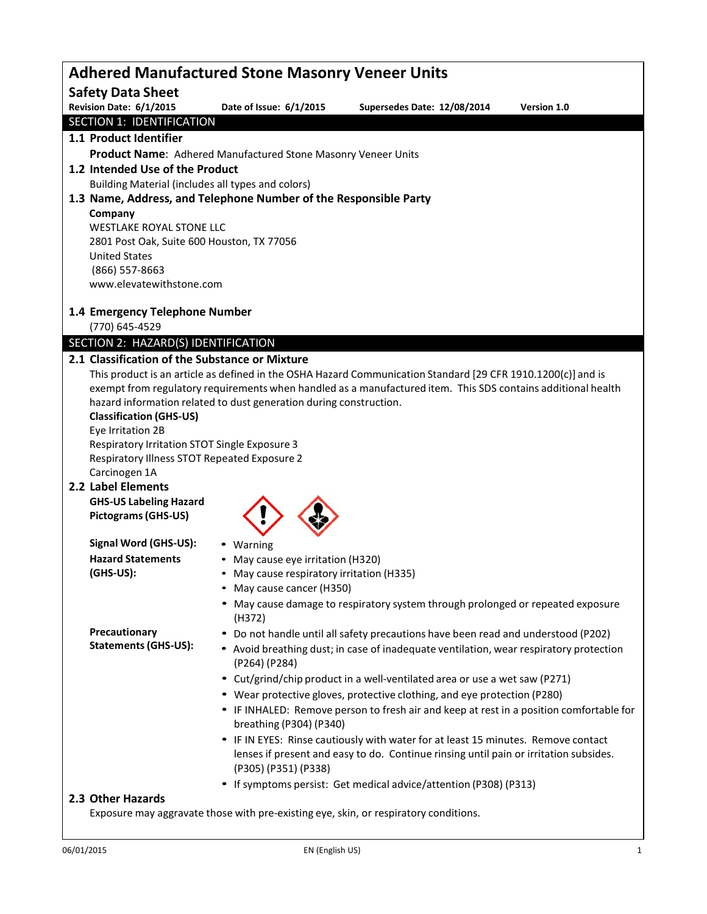# Adhered Manufactured Stone Masonry Veneer Units

## Safety Data Sheet

**Revision Date: 6/1/2015** **Date of Issue: 6/1/2015** **Supersedes Date: 12/08/2014** **Version 1.0**

## SECTION 1: IDENTIFICATION

### 1.1 Product Identifier

**Product Name**: Adhered Manufactured Stone Masonry Veneer Units

### 1.2 Intended Use of the Product

Building Material (includes all types and colors)

### 1.3 Name, Address, and Telephone Number of the Responsible Party

**Company**
WESTLAKE ROYAL STONE LLC
2801 Post Oak, Suite 600 Houston, TX 77056
United States
(866) 557-8663
www.elevatewithstone.com

### 1.4 Emergency Telephone Number

(770) 645-4529

## SECTION 2: HAZARD(S) IDENTIFICATION

### 2.1 Classification of the Substance or Mixture

This product is an article as defined in the OSHA Hazard Communication Standard [29 CFR 1910.1200(c)] and is exempt from regulatory requirements when handled as a manufactured item. This SDS contains additional health hazard information related to dust generation during construction.

**Classification (GHS-US)**
Eye Irritation 2B
Respiratory Irritation STOT Single Exposure 3
Respiratory Illness STOT Repeated Exposure 2
Carcinogen 1A

### 2.2 Label Elements

**GHS-US Labeling Hazard Pictograms (GHS-US)**

**Signal Word (GHS-US):**
- Warning

**Hazard Statements (GHS-US):**
- May cause eye irritation (H320)
- May cause respiratory irritation (H335)
- May cause cancer (H350)
- May cause damage to respiratory system through prolonged or repeated exposure (H372)

**Precautionary Statements (GHS-US):**
- Do not handle until all safety precautions have been read and understood (P202)
- Avoid breathing dust; in case of inadequate ventilation, wear respiratory protection (P264) (P284)
- Cut/grind/chip product in a well-ventilated area or use a wet saw (P271)
- Wear protective gloves, protective clothing, and eye protection (P280)
- IF INHALED: Remove person to fresh air and keep at rest in a position comfortable for breathing (P304) (P340)
- IF IN EYES: Rinse cautiously with water for at least 15 minutes. Remove contact lenses if present and easy to do. Continue rinsing until pain or irritation subsides. (P305) (P351) (P338)
- If symptoms persist: Get medical advice/attention (P308) (P313)

### 2.3 Other Hazards

Exposure may aggravate those with pre-existing eye, skin, or respiratory conditions.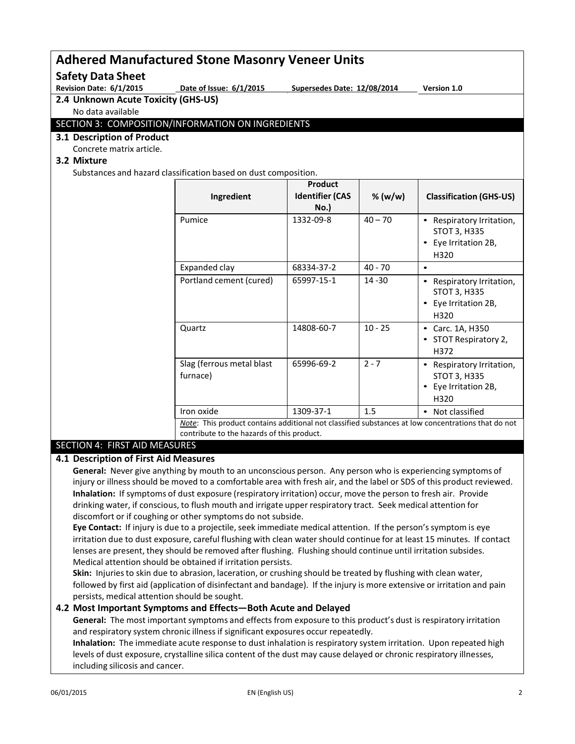## 2.4 Unknown Acute Toxicity (GHS-US)

No data available

## SECTION 3: COMPOSITION/INFORMATION ON INGREDIENTS

### 3.1 Description of Product

Concrete matrix article.

### 3.2 Mixture

Substances and hazard classification based on dust composition.

| Ingredient | Product Identifier (CAS No.) | % (w/w) | Classification (GHS-US) |
|---|---|---|---|
| Pumice | 1332-09-8 | 40 – 70 | • Respiratory Irritation, STOT 3, H335<br>• Eye Irritation 2B, H320 |
| Expanded clay | 68334-37-2 | 40 - 70 | • |
| Portland cement (cured) | 65997-15-1 | 14 -30 | • Respiratory Irritation, STOT 3, H335<br>• Eye Irritation 2B, H320 |
| Quartz | 14808-60-7 | 10 - 25 | • Carc. 1A, H350<br>• STOT Respiratory 2, H372 |
| Slag (ferrous metal blast furnace) | 65996-69-2 | 2 - 7 | • Respiratory Irritation, STOT 3, H335<br>• Eye Irritation 2B, H320 |
| Iron oxide | 1309-37-1 | 1.5 | • Not classified |

*Note*: This product contains additional not classified substances at low concentrations that do not contribute to the hazards of this product.

## SECTION 4: FIRST AID MEASURES

### 4.1 Description of First Aid Measures

**General:** Never give anything by mouth to an unconscious person. Any person who is experiencing symptoms of injury or illness should be moved to a comfortable area with fresh air, and the label or SDS of this product reviewed.

**Inhalation:** If symptoms of dust exposure (respiratory irritation) occur, move the person to fresh air. Provide drinking water, if conscious, to flush mouth and irrigate upper respiratory tract. Seek medical attention for discomfort or if coughing or other symptoms do not subside.

**Eye Contact:** If injury is due to a projectile, seek immediate medical attention. If the person's symptom is eye irritation due to dust exposure, careful flushing with clean water should continue for at least 15 minutes. If contact lenses are present, they should be removed after flushing. Flushing should continue until irritation subsides. Medical attention should be obtained if irritation persists.

**Skin:** Injuries to skin due to abrasion, laceration, or crushing should be treated by flushing with clean water, followed by first aid (application of disinfectant and bandage). If the injury is more extensive or irritation and pain persists, medical attention should be sought.

### 4.2 Most Important Symptoms and Effects—Both Acute and Delayed

**General:** The most important symptoms and effects from exposure to this product's dust is respiratory irritation and respiratory system chronic illness if significant exposures occur repeatedly.

**Inhalation:** The immediate acute response to dust inhalation is respiratory system irritation. Upon repeated high levels of dust exposure, crystalline silica content of the dust may cause delayed or chronic respiratory illnesses, including silicosis and cancer.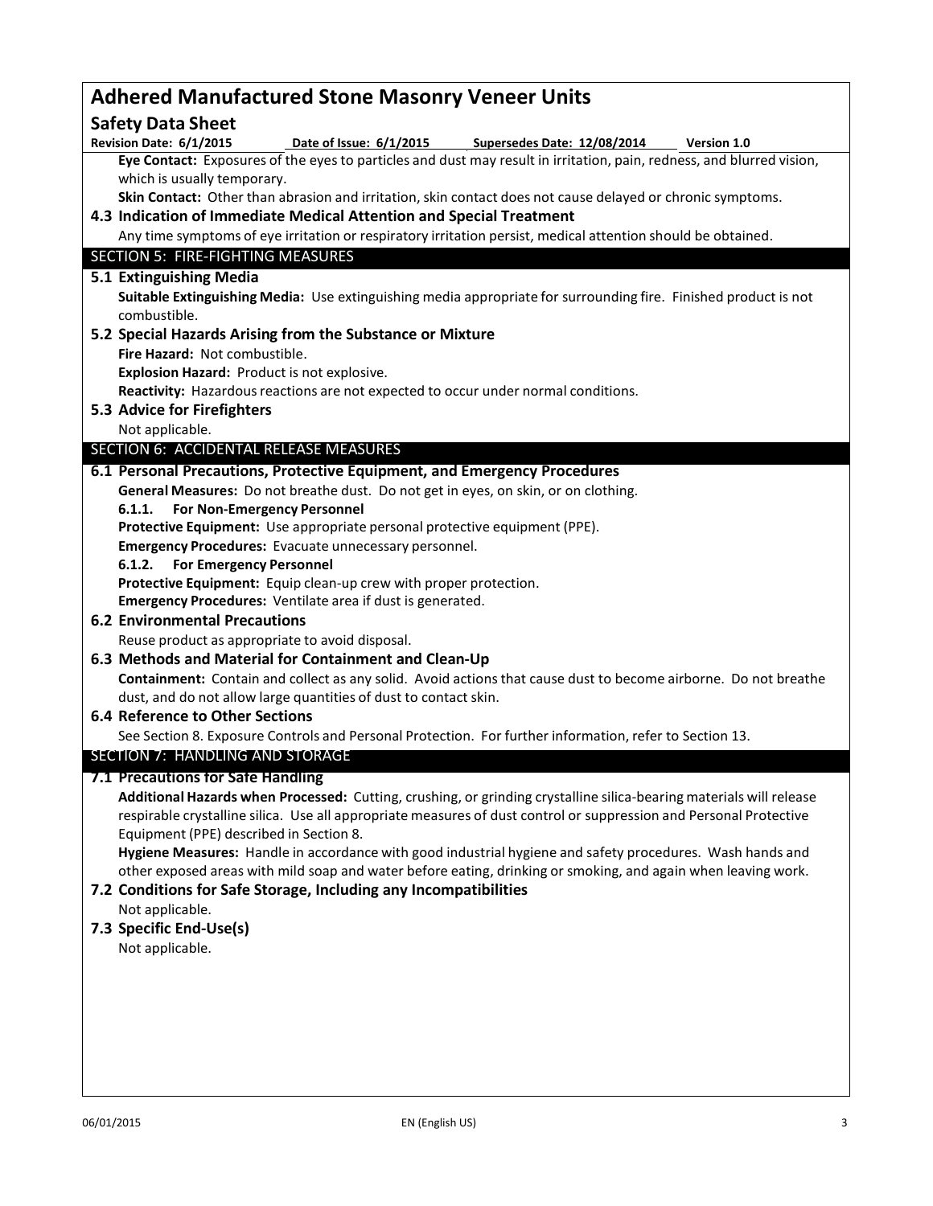**Eye Contact:** Exposures of the eyes to particles and dust may result in irritation, pain, redness, and blurred vision, which is usually temporary.

**Skin Contact:** Other than abrasion and irritation, skin contact does not cause delayed or chronic symptoms.

### 4.3 Indication of Immediate Medical Attention and Special Treatment

Any time symptoms of eye irritation or respiratory irritation persist, medical attention should be obtained.

## SECTION 5: FIRE-FIGHTING MEASURES

### 5.1 Extinguishing Media

**Suitable Extinguishing Media:** Use extinguishing media appropriate for surrounding fire. Finished product is not combustible.

### 5.2 Special Hazards Arising from the Substance or Mixture

**Fire Hazard:** Not combustible.

**Explosion Hazard:** Product is not explosive.

**Reactivity:** Hazardous reactions are not expected to occur under normal conditions.

### 5.3 Advice for Firefighters

Not applicable.

## SECTION 6: ACCIDENTAL RELEASE MEASURES

### 6.1 Personal Precautions, Protective Equipment, and Emergency Procedures

**General Measures:** Do not breathe dust. Do not get in eyes, on skin, or on clothing.

**6.1.1. For Non-Emergency Personnel**

**Protective Equipment:** Use appropriate personal protective equipment (PPE).

**Emergency Procedures:** Evacuate unnecessary personnel.

**6.1.2. For Emergency Personnel**

**Protective Equipment:** Equip clean-up crew with proper protection.

**Emergency Procedures:** Ventilate area if dust is generated.

### 6.2 Environmental Precautions

Reuse product as appropriate to avoid disposal.

### 6.3 Methods and Material for Containment and Clean-Up

**Containment:** Contain and collect as any solid. Avoid actions that cause dust to become airborne. Do not breathe dust, and do not allow large quantities of dust to contact skin.

### 6.4 Reference to Other Sections

See Section 8. Exposure Controls and Personal Protection. For further information, refer to Section 13.

## SECTION 7: HANDLING AND STORAGE

### 7.1 Precautions for Safe Handling

**Additional Hazards when Processed:** Cutting, crushing, or grinding crystalline silica-bearing materials will release respirable crystalline silica. Use all appropriate measures of dust control or suppression and Personal Protective Equipment (PPE) described in Section 8.

**Hygiene Measures:** Handle in accordance with good industrial hygiene and safety procedures. Wash hands and other exposed areas with mild soap and water before eating, drinking or smoking, and again when leaving work.

### 7.2 Conditions for Safe Storage, Including any Incompatibilities

Not applicable.

### 7.3 Specific End-Use(s)

Not applicable.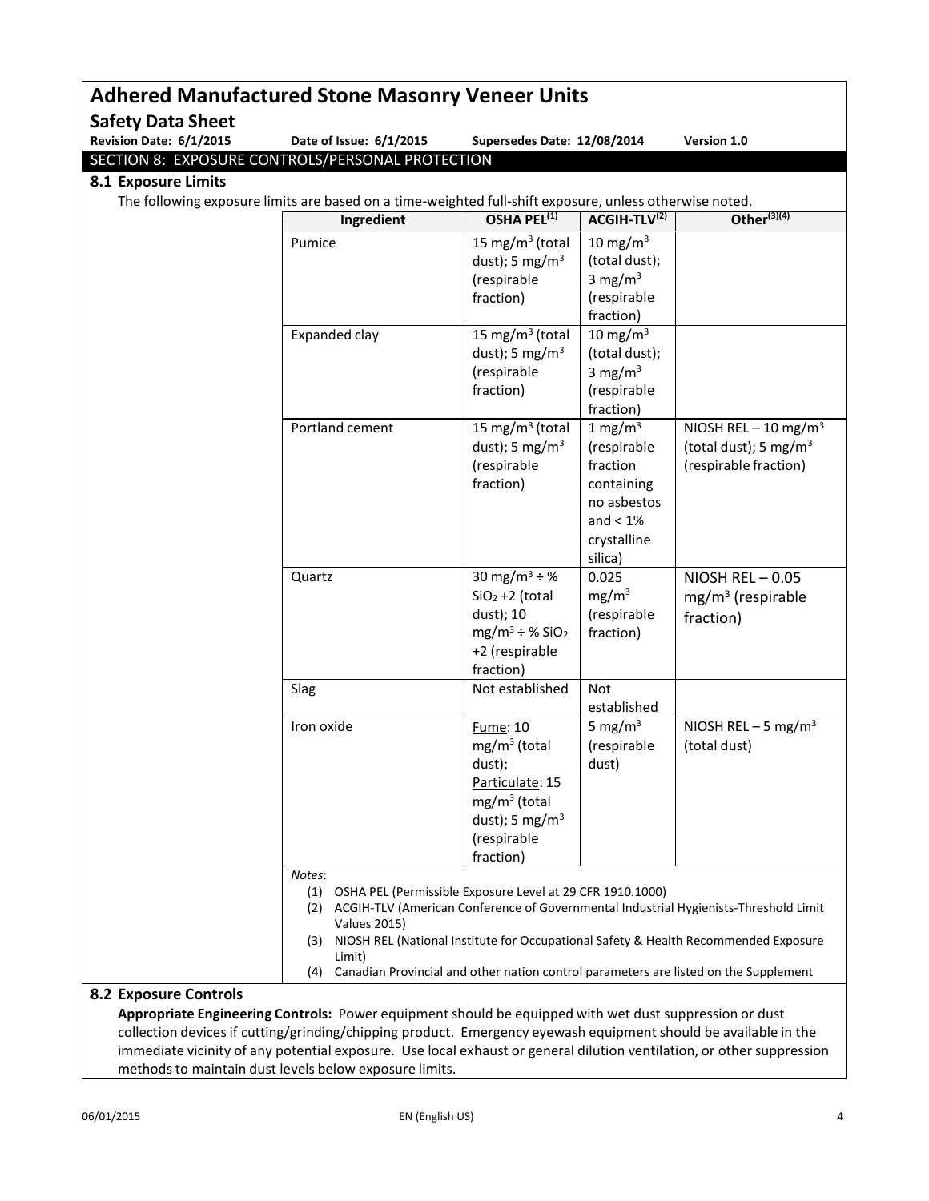# Adhered Manufactured Stone Masonry Veneer Units

## Safety Data Sheet

**Revision Date: 6/1/2015** **Date of Issue: 6/1/2015** **Supersedes Date: 12/08/2014** **Version 1.0**

## SECTION 8: EXPOSURE CONTROLS/PERSONAL PROTECTION

### 8.1 Exposure Limits

The following exposure limits are based on a time-weighted full-shift exposure, unless otherwise noted.

| Ingredient | OSHA PEL[(1)] | ACGIH-TLV[(2)] | Other[(3)(4)] |
|---|---|---|---|
| Pumice | 15 $mg/m^3$ (total dust); 5 $mg/m^3$ (respirable fraction) | 10 $mg/m^3$ (total dust); 3 $mg/m^3$ (respirable fraction) | |
| Expanded clay | 15 $mg/m^3$ (total dust); 5 $mg/m^3$ (respirable fraction) | 10 $mg/m^3$ (total dust); 3 $mg/m^3$ (respirable fraction) | |
| Portland cement | 15 $mg/m^3$ (total dust); 5 $mg/m^3$ (respirable fraction) | 1 $mg/m^3$ (respirable fraction containing no asbestos and < 1% crystalline silica) | NIOSH REL – 10 $mg/m^3$ (total dust); 5 $mg/m^3$ (respirable fraction) |
| Quartz | 30 $mg/m^3$ ÷ % $SiO_2$ +2 (total dust); 10 $mg/m^3$ ÷ % $SiO_2$ +2 (respirable fraction) | 0.025 $mg/m^3$ (respirable fraction) | NIOSH REL – 0.05 $mg/m^3$ (respirable fraction) |
| Slag | Not established | Not established | |
| Iron oxide | Fume: 10 $mg/m^3$ (total dust); Particulate: 15 $mg/m^3$ (total dust); 5 $mg/m^3$ (respirable fraction) | 5 $mg/m^3$ (respirable dust) | NIOSH REL – 5 $mg/m^3$ (total dust) |

*Notes*:

1. OSHA PEL (Permissible Exposure Level at 29 CFR 1910.1000)
2. ACGIH-TLV (American Conference of Governmental Industrial Hygienists-Threshold Limit Values 2015)
3. NIOSH REL (National Institute for Occupational Safety & Health Recommended Exposure Limit)
4. Canadian Provincial and other nation control parameters are listed on the Supplement

### 8.2 Exposure Controls

**Appropriate Engineering Controls:** Power equipment should be equipped with wet dust suppression or dust collection devices if cutting/grinding/chipping product. Emergency eyewash equipment should be available in the immediate vicinity of any potential exposure. Use local exhaust or general dilution ventilation, or other suppression methods to maintain dust levels below exposure limits.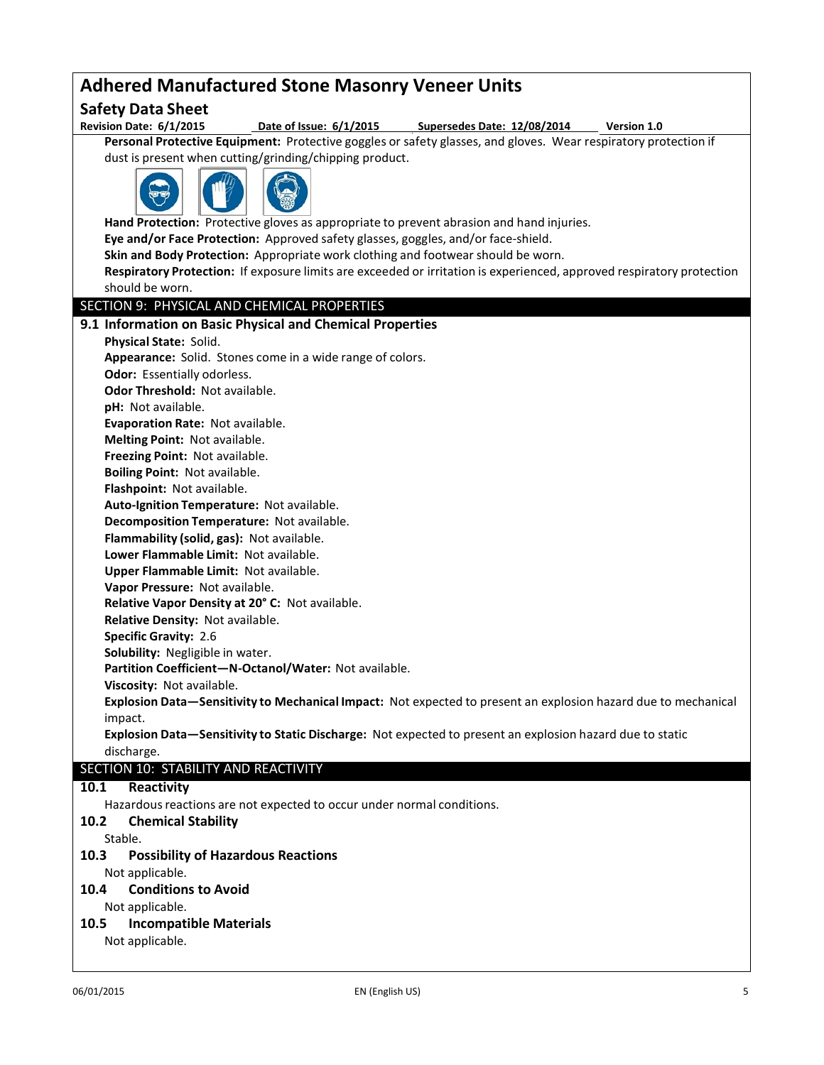**Personal Protective Equipment:** Protective goggles or safety glasses, and gloves. Wear respiratory protection if dust is present when cutting/grinding/chipping product.

**Hand Protection:** Protective gloves as appropriate to prevent abrasion and hand injuries.

**Eye and/or Face Protection:** Approved safety glasses, goggles, and/or face-shield.

**Skin and Body Protection:** Appropriate work clothing and footwear should be worn.

**Respiratory Protection:** If exposure limits are exceeded or irritation is experienced, approved respiratory protection should be worn.

## SECTION 9: PHYSICAL AND CHEMICAL PROPERTIES

### 9.1 Information on Basic Physical and Chemical Properties

**Physical State:** Solid.

**Appearance:** Solid. Stones come in a wide range of colors.

**Odor:** Essentially odorless.

**Odor Threshold:** Not available.

**pH:** Not available.

**Evaporation Rate:** Not available.

**Melting Point:** Not available.

**Freezing Point:** Not available.

**Boiling Point:** Not available.

**Flashpoint:** Not available.

**Auto-Ignition Temperature:** Not available.

**Decomposition Temperature:** Not available.

**Flammability (solid, gas):** Not available.

**Lower Flammable Limit:** Not available.

**Upper Flammable Limit:** Not available.

**Vapor Pressure:** Not available.

**Relative Vapor Density at 20° C:** Not available.

**Relative Density:** Not available.

**Specific Gravity:** 2.6

**Solubility:** Negligible in water.

**Partition Coefficient—N-Octanol/Water:** Not available.

**Viscosity:** Not available.

**Explosion Data—Sensitivity to Mechanical Impact:** Not expected to present an explosion hazard due to mechanical impact.

**Explosion Data—Sensitivity to Static Discharge:** Not expected to present an explosion hazard due to static discharge.

## SECTION 10: STABILITY AND REACTIVITY

### 10.1 Reactivity

Hazardous reactions are not expected to occur under normal conditions.

### 10.2 Chemical Stability

Stable.

### 10.3 Possibility of Hazardous Reactions

Not applicable.

### 10.4 Conditions to Avoid

Not applicable.

### 10.5 Incompatible Materials

Not applicable.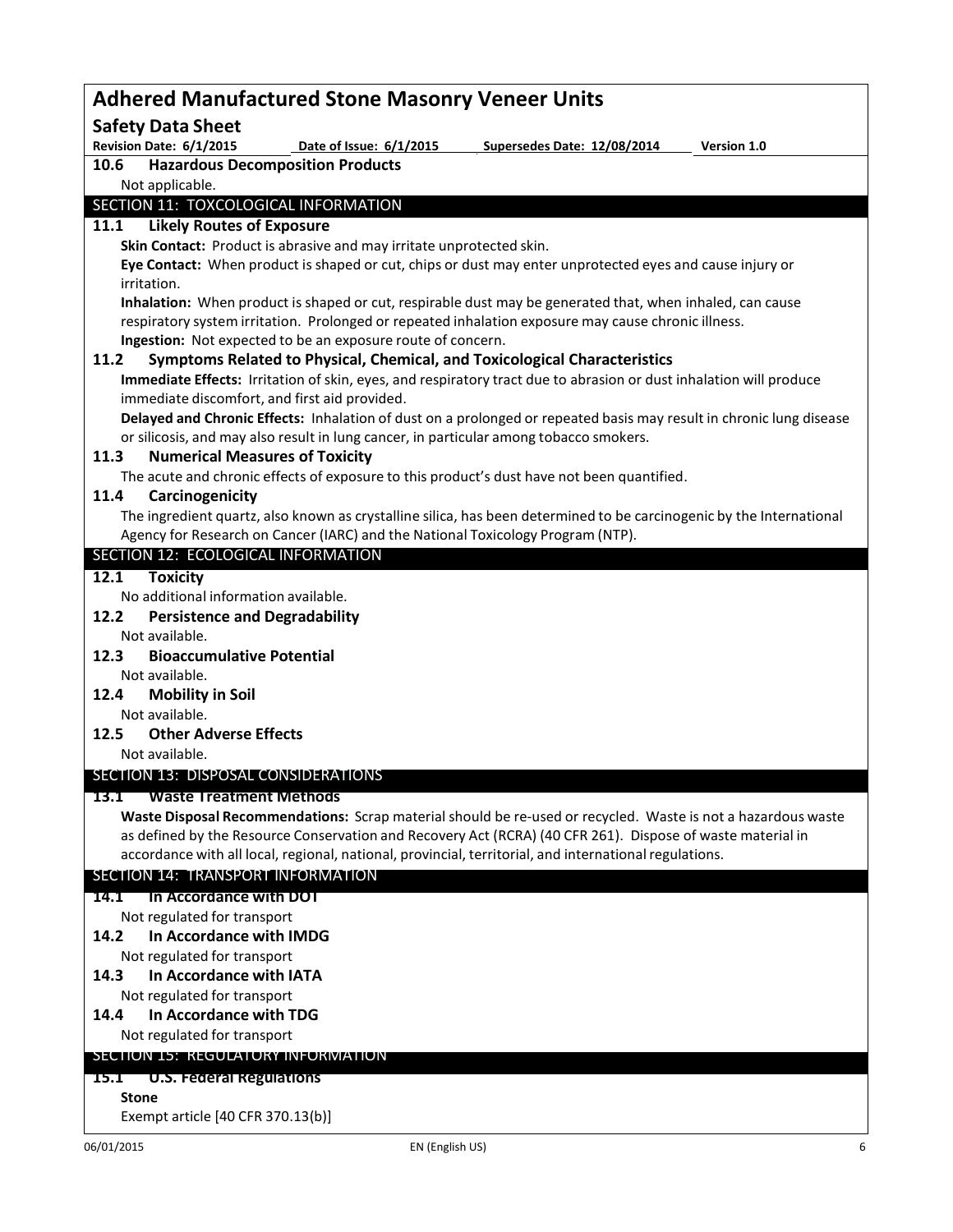### 10.6 Hazardous Decomposition Products

Not applicable.

## SECTION 11: TOXCOLOGICAL INFORMATION

### 11.1 Likely Routes of Exposure

**Skin Contact:** Product is abrasive and may irritate unprotected skin.

**Eye Contact:** When product is shaped or cut, chips or dust may enter unprotected eyes and cause injury or irritation.

**Inhalation:** When product is shaped or cut, respirable dust may be generated that, when inhaled, can cause respiratory system irritation. Prolonged or repeated inhalation exposure may cause chronic illness.

**Ingestion:** Not expected to be an exposure route of concern.

### 11.2 Symptoms Related to Physical, Chemical, and Toxicological Characteristics

**Immediate Effects:** Irritation of skin, eyes, and respiratory tract due to abrasion or dust inhalation will produce immediate discomfort, and first aid provided.

**Delayed and Chronic Effects:** Inhalation of dust on a prolonged or repeated basis may result in chronic lung disease or silicosis, and may also result in lung cancer, in particular among tobacco smokers.

### 11.3 Numerical Measures of Toxicity

The acute and chronic effects of exposure to this product's dust have not been quantified.

### 11.4 Carcinogenicity

The ingredient quartz, also known as crystalline silica, has been determined to be carcinogenic by the International Agency for Research on Cancer (IARC) and the National Toxicology Program (NTP).

## SECTION 12: ECOLOGICAL INFORMATION

### 12.1 Toxicity

No additional information available.

### 12.2 Persistence and Degradability

Not available.

### 12.3 Bioaccumulative Potential

Not available.

### 12.4 Mobility in Soil

Not available.

### 12.5 Other Adverse Effects

Not available.

## SECTION 13: DISPOSAL CONSIDERATIONS

### 13.1 Waste Treatment Methods

**Waste Disposal Recommendations:** Scrap material should be re-used or recycled. Waste is not a hazardous waste as defined by the Resource Conservation and Recovery Act (RCRA) (40 CFR 261). Dispose of waste material in accordance with all local, regional, national, provincial, territorial, and international regulations.

## SECTION 14: TRANSPORT INFORMATION

### 14.1 In Accordance with DOT

Not regulated for transport

### 14.2 In Accordance with IMDG

Not regulated for transport

### 14.3 In Accordance with IATA

Not regulated for transport

### 14.4 In Accordance with TDG

Not regulated for transport

## SECTION 15: REGULATORY INFORMATION

### 15.1 U.S. Federal Regulations

**Stone**

Exempt article [40 CFR 370.13(b)]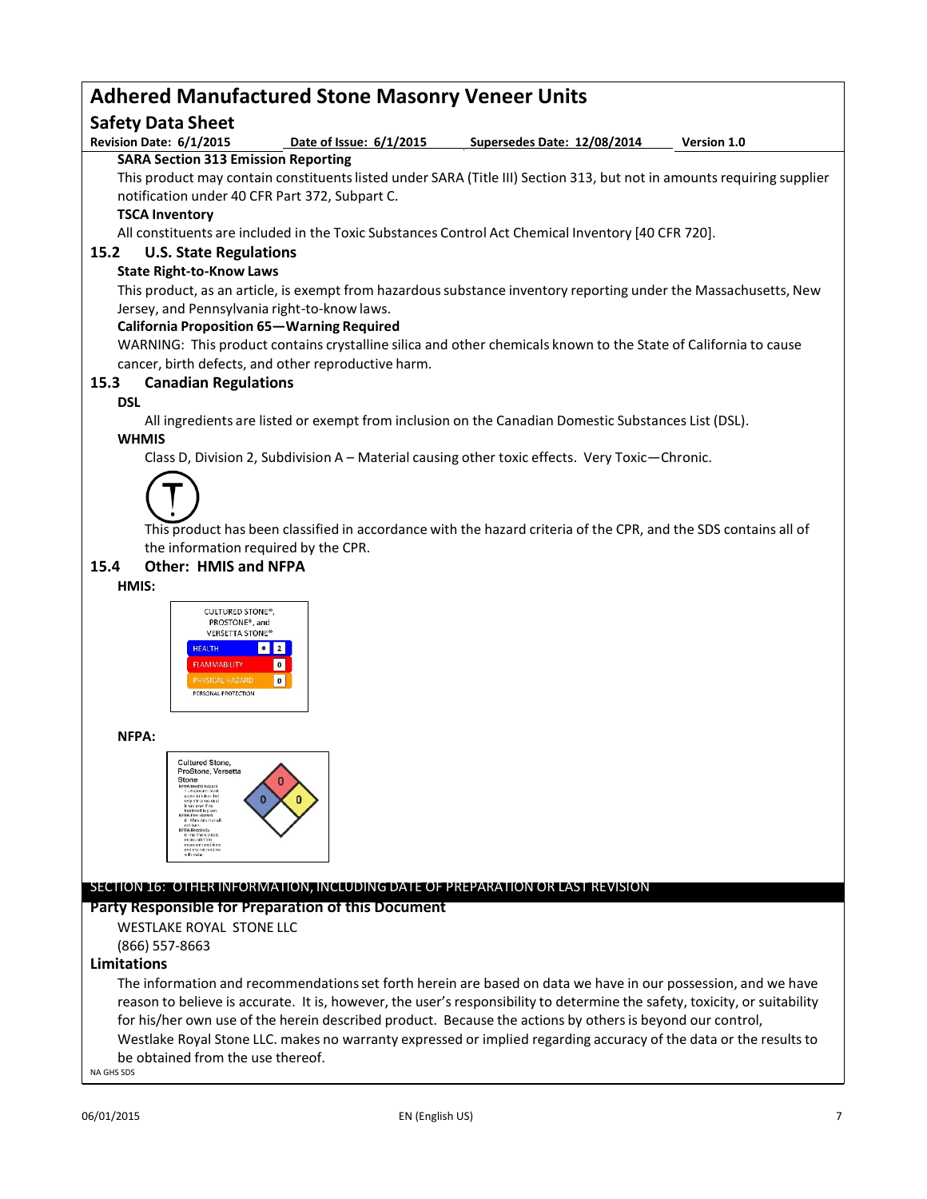**SARA Section 313 Emission Reporting**

This product may contain constituents listed under SARA (Title III) Section 313, but not in amounts requiring supplier notification under 40 CFR Part 372, Subpart C.

**TSCA Inventory**

All constituents are included in the Toxic Substances Control Act Chemical Inventory [40 CFR 720].

## 15.2 U.S. State Regulations

**State Right-to-Know Laws**

This product, as an article, is exempt from hazardous substance inventory reporting under the Massachusetts, New Jersey, and Pennsylvania right-to-know laws.

**California Proposition 65—Warning Required**

WARNING: This product contains crystalline silica and other chemicals known to the State of California to cause cancer, birth defects, and other reproductive harm.

## 15.3 Canadian Regulations

**DSL**

All ingredients are listed or exempt from inclusion on the Canadian Domestic Substances List (DSL).

**WHMIS**

Class D, Division 2, Subdivision A – Material causing other toxic effects. Very Toxic—Chronic.

This product has been classified in accordance with the hazard criteria of the CPR, and the SDS contains all of the information required by the CPR.

## 15.4 Other: HMIS and NFPA

**HMIS:**

CULTURED STONE®, PROSTONE®, and VERSETTA STONE®

| | |
|---|---|
| HEALTH | * 1 |
| FLAMMABILITY | 0 |
| PHYSICAL HAZARD | 0 |
| PERSONAL PROTECTION | |

**NFPA:**

Cultured Stone, ProStone, Versetta Stone

0
0
0

# SECTION 16: OTHER INFORMATION, INCLUDING DATE OF PREPARATION OR LAST REVISION

**Party Responsible for Preparation of this Document**

WESTLAKE ROYAL STONE LLC

(866) 557-8663

**Limitations**

The information and recommendations set forth herein are based on data we have in our possession, and we have reason to believe is accurate. It is, however, the user's responsibility to determine the safety, toxicity, or suitability for his/her own use of the herein described product. Because the actions by others is beyond our control, Westlake Royal Stone LLC. makes no warranty expressed or implied regarding accuracy of the data or the results to be obtained from the use thereof.

NA GHS SDS